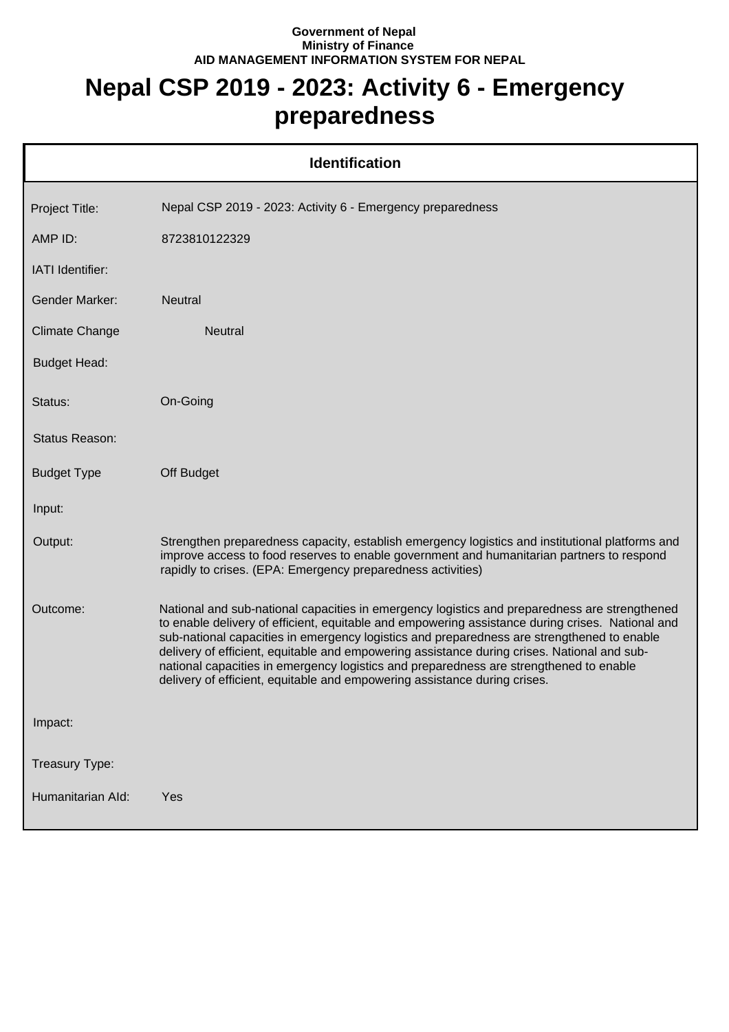**Government of Nepal**
**Ministry of Finance**
**AID MANAGEMENT INFORMATION SYSTEM FOR NEPAL**

# Nepal CSP 2019 - 2023: Activity 6 - Emergency preparedness

## Identification

| Field | Value |
|---|---|
| Project Title: | Nepal CSP 2019 - 2023: Activity 6 - Emergency preparedness |
| AMP ID: | 8723810122329 |
| IATI Identifier: | |
| Gender Marker: | Neutral |
| Climate Change | Neutral |
| Budget Head: | |
| Status: | On-Going |
| Status Reason: | |
| Budget Type | Off Budget |
| Input: | |
| Output: | Strengthen preparedness capacity, establish emergency logistics and institutional platforms and improve access to food reserves to enable government and humanitarian partners to respond rapidly to crises. (EPA: Emergency preparedness activities) |
| Outcome: | National and sub-national capacities in emergency logistics and preparedness are strengthened to enable delivery of efficient, equitable and empowering assistance during crises. National and sub-national capacities in emergency logistics and preparedness are strengthened to enable delivery of efficient, equitable and empowering assistance during crises. National and sub-national capacities in emergency logistics and preparedness are strengthened to enable delivery of efficient, equitable and empowering assistance during crises. |
| Impact: | |
| Treasury Type: | |
| Humanitarian AId: | Yes |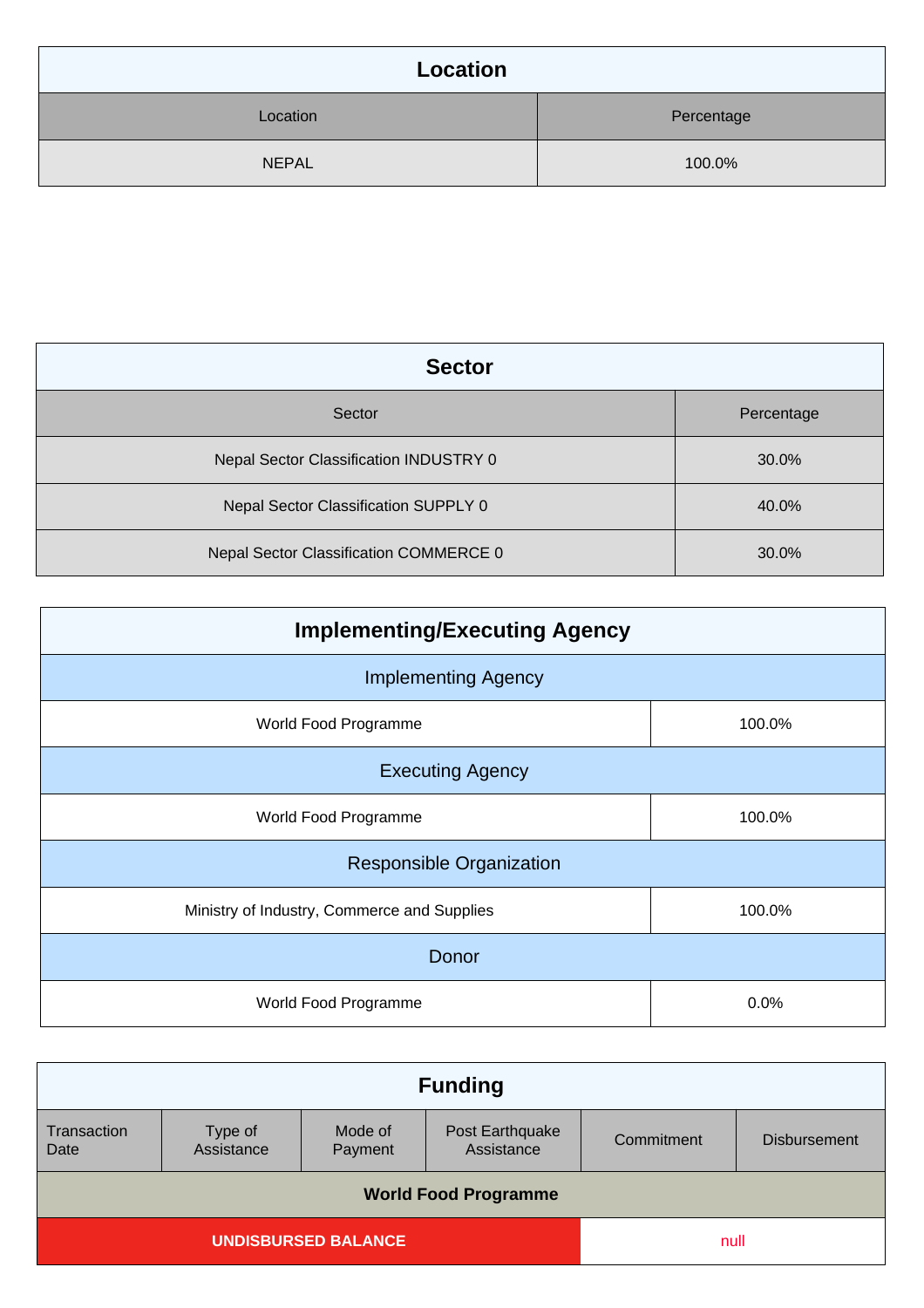| Location | |
|---|---|
| Location | Percentage |
| NEPAL | 100.0% |

| Sector | |
|---|---|
| Sector | Percentage |
| Nepal Sector Classification INDUSTRY 0 | 30.0% |
| Nepal Sector Classification SUPPLY 0 | 40.0% |
| Nepal Sector Classification COMMERCE 0 | 30.0% |

| Implementing/Executing Agency | |
|---|---|
| **Implementing Agency** | |
| World Food Programme | 100.0% |
| **Executing Agency** | |
| World Food Programme | 100.0% |
| **Responsible Organization** | |
| Ministry of Industry, Commerce and Supplies | 100.0% |
| **Donor** | |
| World Food Programme | 0.0% |

| Funding | | | | | |
|---|---|---|---|---|---|
| Transaction Date | Type of Assistance | Mode of Payment | Post Earthquake Assistance | Commitment | Disbursement |
| **World Food Programme** | | | | | |
| **UNDISBURSED BALANCE** | | | | null | |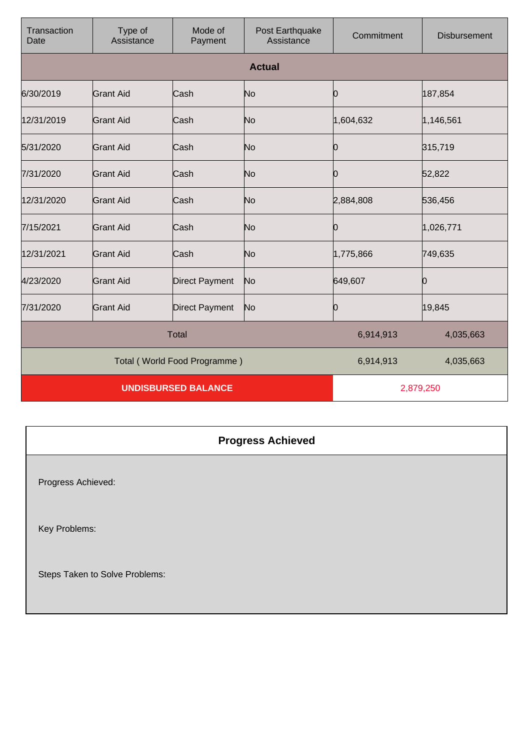| Transaction Date | Type of Assistance | Mode of Payment | Post Earthquake Assistance | Commitment | Disbursement |
|---|---|---|---|---|---|
| **Actual** | | | | | |
| 6/30/2019 | Grant Aid | Cash | No | 0 | 187,854 |
| 12/31/2019 | Grant Aid | Cash | No | 1,604,632 | 1,146,561 |
| 5/31/2020 | Grant Aid | Cash | No | 0 | 315,719 |
| 7/31/2020 | Grant Aid | Cash | No | 0 | 52,822 |
| 12/31/2020 | Grant Aid | Cash | No | 2,884,808 | 536,456 |
| 7/15/2021 | Grant Aid | Cash | No | 0 | 1,026,771 |
| 12/31/2021 | Grant Aid | Cash | No | 1,775,866 | 749,635 |
| 4/23/2020 | Grant Aid | Direct Payment | No | 649,607 | 0 |
| 7/31/2020 | Grant Aid | Direct Payment | No | 0 | 19,845 |
| Total | | | | 6,914,913 | 4,035,663 |
| Total ( World Food Programme ) | | | | 6,914,913 | 4,035,663 |
| **UNDISBURSED BALANCE** | | | | 2,879,250 | |

## Progress Achieved

Progress Achieved:

Key Problems:

Steps Taken to Solve Problems: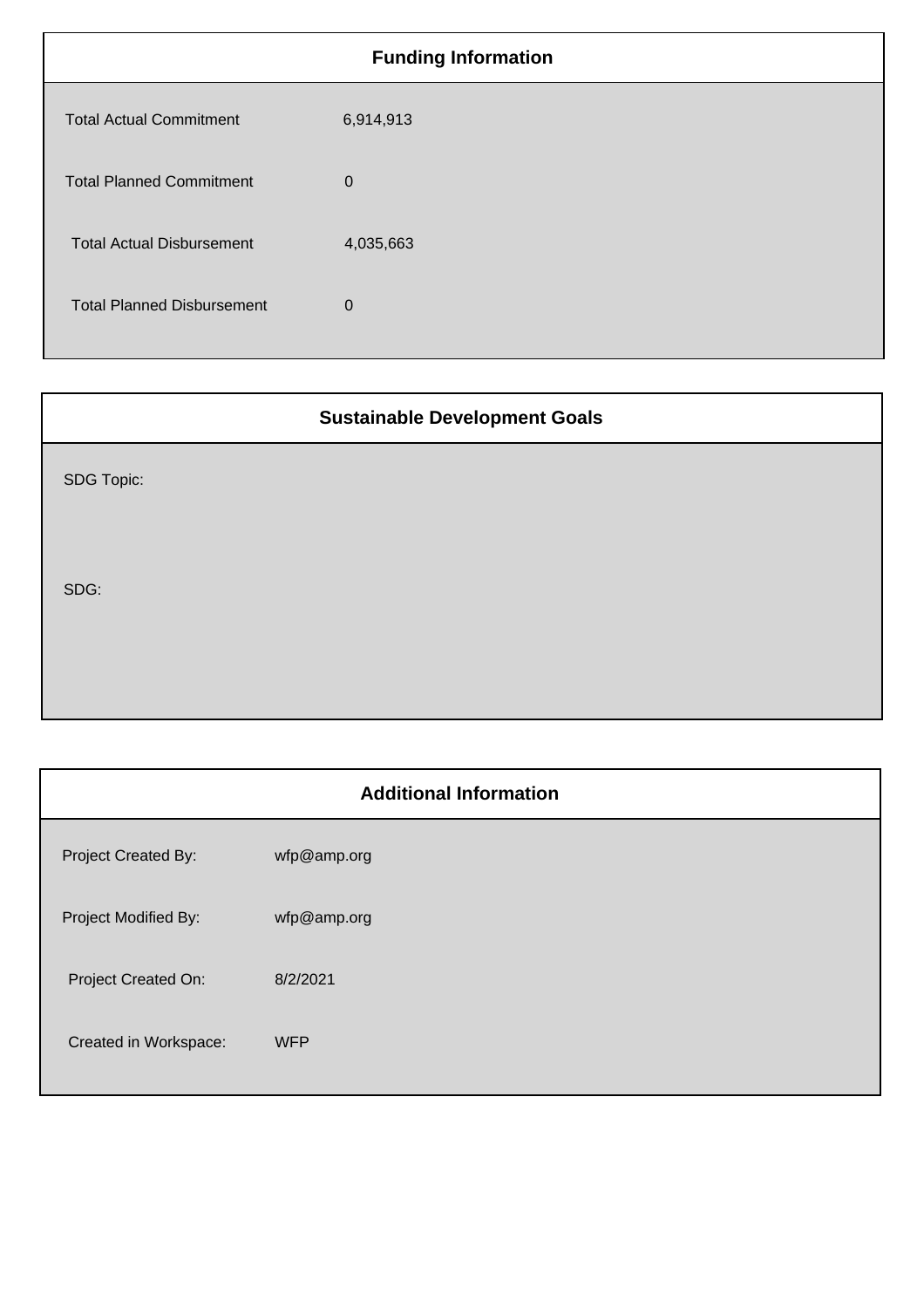## Funding Information

| | |
|---|---|
| Total Actual Commitment | 6,914,913 |
| Total Planned Commitment | 0 |
| Total Actual Disbursement | 4,035,663 |
| Total Planned Disbursement | 0 |

## Sustainable Development Goals

SDG Topic:

SDG:

## Additional Information

| | |
|---|---|
| Project Created By: | wfp@amp.org |
| Project Modified By: | wfp@amp.org |
| Project Created On: | 8/2/2021 |
| Created in Workspace: | WFP |